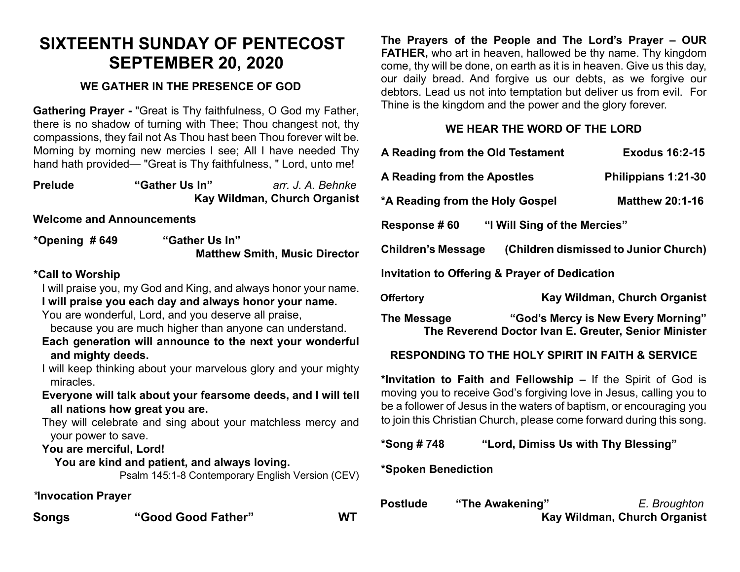# SIXTEENTH SUNDAY OF PENTECOST
# SEPTEMBER 20, 2020

### WE GATHER IN THE PRESENCE OF GOD

**Gathering Prayer -** "Great is Thy faithfulness, O God my Father, there is no shadow of turning with Thee; Thou changest not, thy compassions, they fail not As Thou hast been Thou forever wilt be. Morning by morning new mercies I see; All I have needed Thy hand hath provided— "Great is Thy faithfulness, " Lord, unto me!

**Prelude** **"Gather Us In"** *arr. J. A. Behnke*
**Kay Wildman, Church Organist**

**Welcome and Announcements**

**\*Opening # 649** **"Gather Us In"**
**Matthew Smith, Music Director**

**\*Call to Worship**

I will praise you, my God and King, and always honor your name.
**I will praise you each day and always honor your name.**
You are wonderful, Lord, and you deserve all praise,
because you are much higher than anyone can understand.
**Each generation will announce to the next your wonderful and mighty deeds.**
I will keep thinking about your marvelous glory and your mighty miracles.
**Everyone will talk about your fearsome deeds, and I will tell all nations how great you are.**
They will celebrate and sing about your matchless mercy and your power to save.
**You are merciful, Lord!**
**You are kind and patient, and always loving.**

Psalm 145:1-8 Contemporary English Version (CEV)

***Invocation Prayer**

**Songs** **"Good Good Father"** **WT**

**The Prayers of the People and The Lord's Prayer – OUR FATHER,** who art in heaven, hallowed be thy name. Thy kingdom come, thy will be done, on earth as it is in heaven. Give us this day, our daily bread. And forgive us our debts, as we forgive our debtors. Lead us not into temptation but deliver us from evil. For Thine is the kingdom and the power and the glory forever.

### WE HEAR THE WORD OF THE LORD

**A Reading from the Old Testament** **Exodus 16:2-15**

**A Reading from the Apostles** **Philippians 1:21-30**

**\*A Reading from the Holy Gospel** **Matthew 20:1-16**

**Response # 60** **"I Will Sing of the Mercies"**

**Children's Message** **(Children dismissed to Junior Church)**

**Invitation to Offering & Prayer of Dedication**

**Offertory** **Kay Wildman, Church Organist**

**The Message** **"God's Mercy is New Every Morning"**
**The Reverend Doctor Ivan E. Greuter, Senior Minister**

### RESPONDING TO THE HOLY SPIRIT IN FAITH & SERVICE

**\*Invitation to Faith and Fellowship –** If the Spirit of God is moving you to receive God's forgiving love in Jesus, calling you to be a follower of Jesus in the waters of baptism, or encouraging you to join this Christian Church, please come forward during this song.

**\*Song # 748** **"Lord, Dimiss Us with Thy Blessing"**

**\*Spoken Benediction**

**Postlude** **"The Awakening"** *E. Broughton*
**Kay Wildman, Church Organist**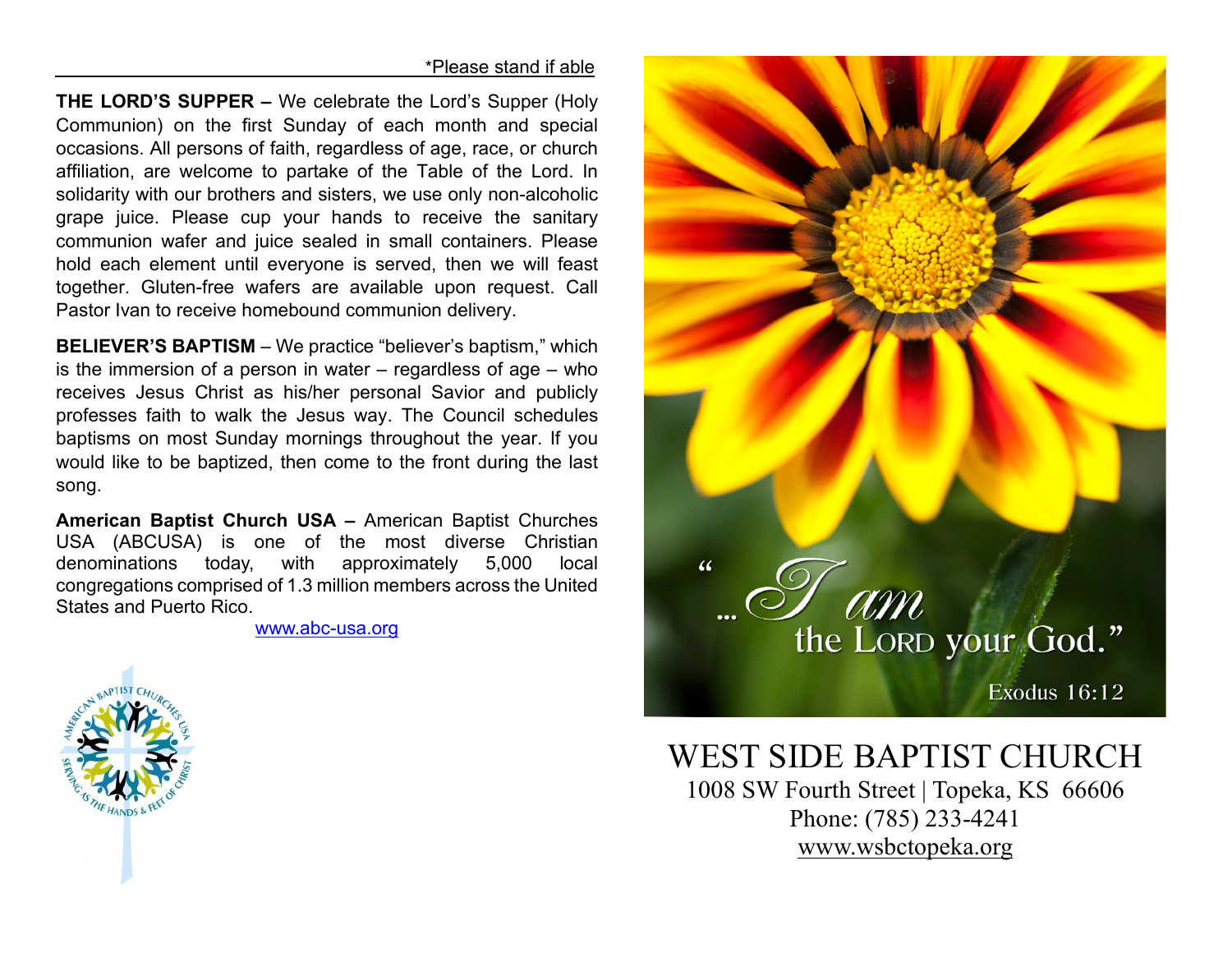*Please stand if able

**THE LORD'S SUPPER –** We celebrate the Lord's Supper (Holy Communion) on the first Sunday of each month and special occasions. All persons of faith, regardless of age, race, or church affiliation, are welcome to partake of the Table of the Lord. In solidarity with our brothers and sisters, we use only non-alcoholic grape juice. Please cup your hands to receive the sanitary communion wafer and juice sealed in small containers. Please hold each element until everyone is served, then we will feast together. Gluten-free wafers are available upon request. Call Pastor Ivan to receive homebound communion delivery.

**BELIEVER'S BAPTISM** – We practice "believer's baptism," which is the immersion of a person in water – regardless of age – who receives Jesus Christ as his/her personal Savior and publicly professes faith to walk the Jesus way. The Council schedules baptisms on most Sunday mornings throughout the year. If you would like to be baptized, then come to the front during the last song.

**American Baptist Church USA –** American Baptist Churches USA (ABCUSA) is one of the most diverse Christian denominations today, with approximately 5,000 local congregations comprised of 1.3 million members across the United States and Puerto Rico.

www.abc-usa.org

AMERICAN BAPTIST CHURCHES USA
SERVING AS THE HANDS & FEET OF CHRIST

"...I am the LORD your God."
Exodus 16:12

# WEST SIDE BAPTIST CHURCH

1008 SW Fourth Street | Topeka, KS 66606
Phone: (785) 233-4241
www.wsbctopeka.org